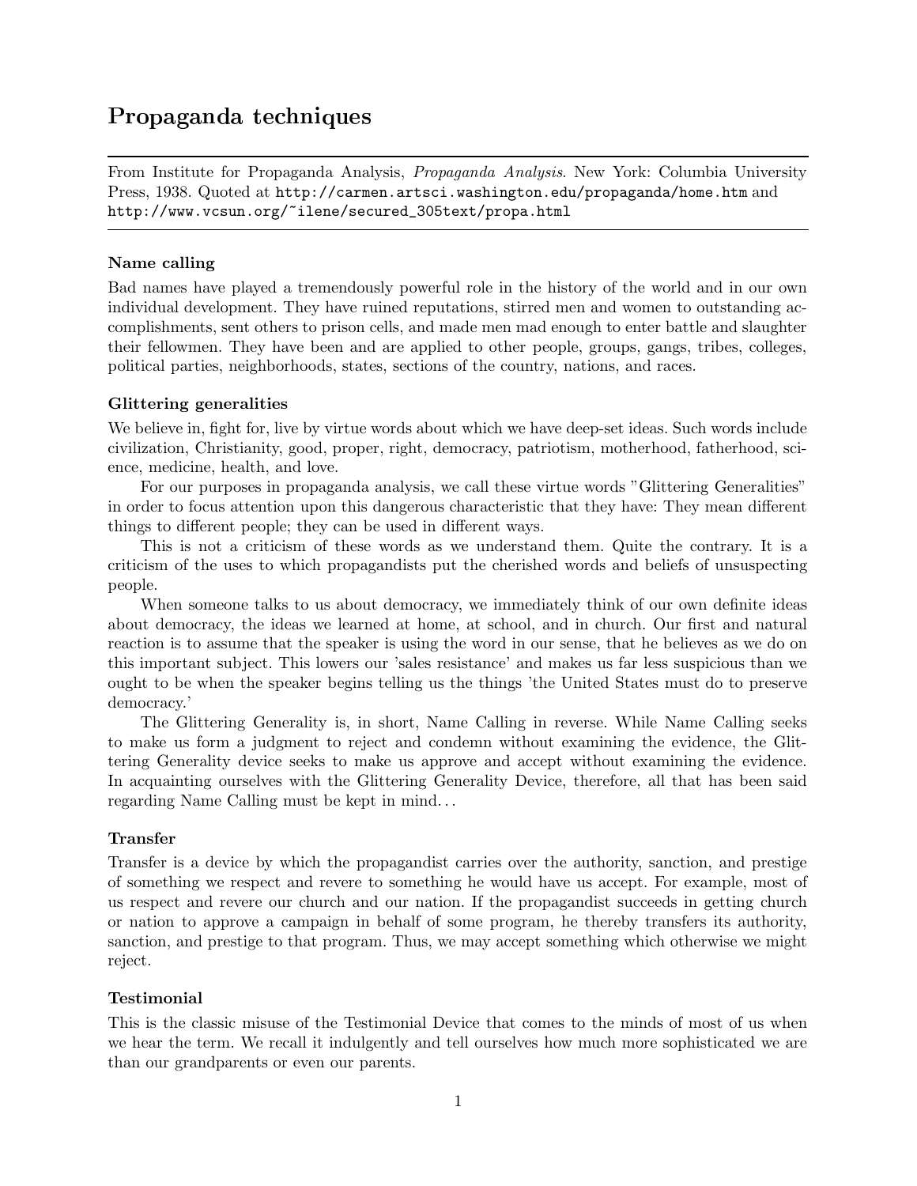# Propaganda techniques

From Institute for Propaganda Analysis, *Propaganda Analysis*. New York: Columbia University Press, 1938. Quoted at `http://carmen.artsci.washington.edu/propaganda/home.htm` and `http://www.vcsun.org/~ilene/secured_305text/propa.html`

### Name calling

Bad names have played a tremendously powerful role in the history of the world and in our own individual development. They have ruined reputations, stirred men and women to outstanding accomplishments, sent others to prison cells, and made men mad enough to enter battle and slaughter their fellowmen. They have been and are applied to other people, groups, gangs, tribes, colleges, political parties, neighborhoods, states, sections of the country, nations, and races.

### Glittering generalities

We believe in, fight for, live by virtue words about which we have deep-set ideas. Such words include civilization, Christianity, good, proper, right, democracy, patriotism, motherhood, fatherhood, science, medicine, health, and love.

For our purposes in propaganda analysis, we call these virtue words "Glittering Generalities" in order to focus attention upon this dangerous characteristic that they have: They mean different things to different people; they can be used in different ways.

This is not a criticism of these words as we understand them. Quite the contrary. It is a criticism of the uses to which propagandists put the cherished words and beliefs of unsuspecting people.

When someone talks to us about democracy, we immediately think of our own definite ideas about democracy, the ideas we learned at home, at school, and in church. Our first and natural reaction is to assume that the speaker is using the word in our sense, that he believes as we do on this important subject. This lowers our 'sales resistance' and makes us far less suspicious than we ought to be when the speaker begins telling us the things 'the United States must do to preserve democracy.'

The Glittering Generality is, in short, Name Calling in reverse. While Name Calling seeks to make us form a judgment to reject and condemn without examining the evidence, the Glittering Generality device seeks to make us approve and accept without examining the evidence. In acquainting ourselves with the Glittering Generality Device, therefore, all that has been said regarding Name Calling must be kept in mind…

### Transfer

Transfer is a device by which the propagandist carries over the authority, sanction, and prestige of something we respect and revere to something he would have us accept. For example, most of us respect and revere our church and our nation. If the propagandist succeeds in getting church or nation to approve a campaign in behalf of some program, he thereby transfers its authority, sanction, and prestige to that program. Thus, we may accept something which otherwise we might reject.

### Testimonial

This is the classic misuse of the Testimonial Device that comes to the minds of most of us when we hear the term. We recall it indulgently and tell ourselves how much more sophisticated we are than our grandparents or even our parents.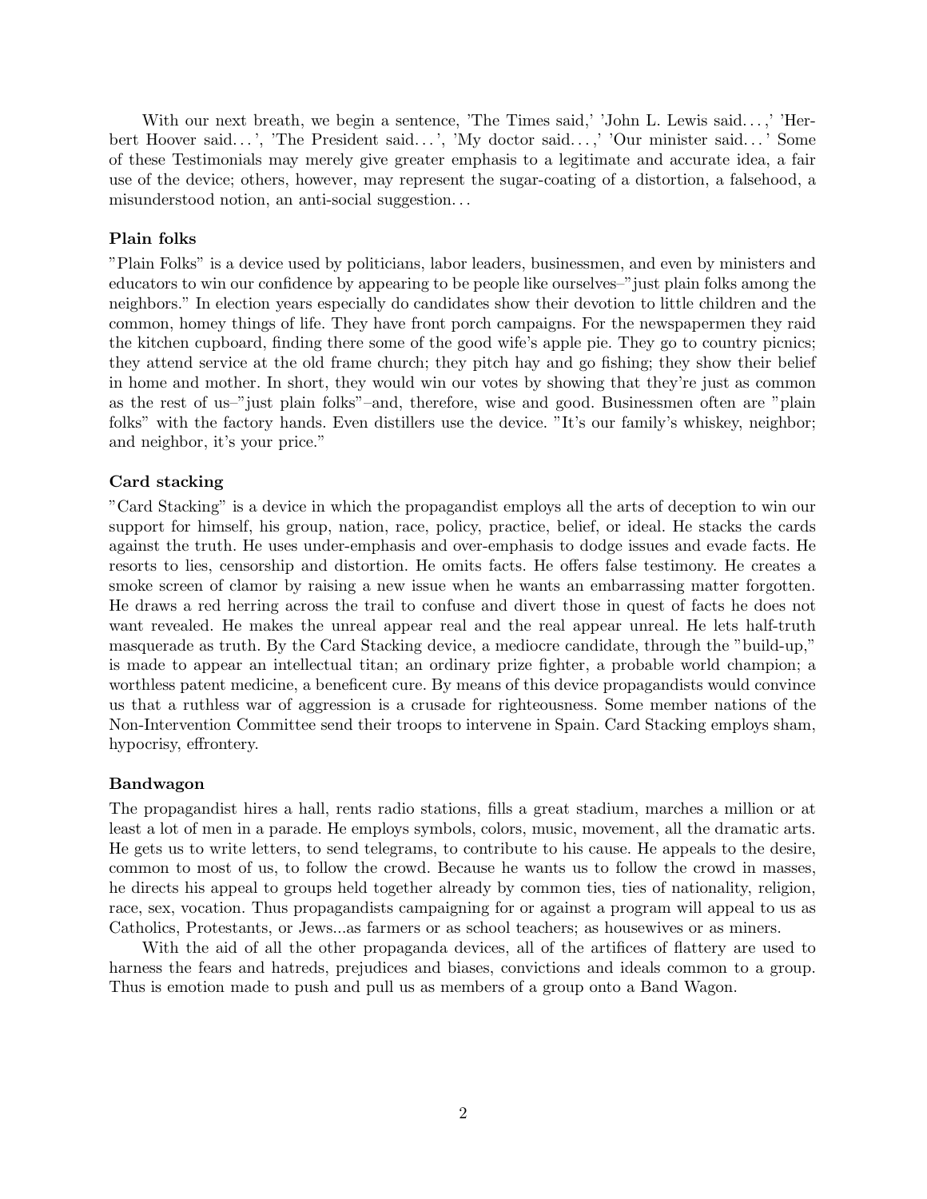With our next breath, we begin a sentence, 'The Times said,' 'John L. Lewis said. . . ,' 'Herbert Hoover said. . . ', 'The President said. . . ', 'My doctor said. . . ,' 'Our minister said. . . ' Some of these Testimonials may merely give greater emphasis to a legitimate and accurate idea, a fair use of the device; others, however, may represent the sugar-coating of a distortion, a falsehood, a misunderstood notion, an anti-social suggestion. . .

### Plain folks

"Plain Folks" is a device used by politicians, labor leaders, businessmen, and even by ministers and educators to win our confidence by appearing to be people like ourselves–"just plain folks among the neighbors." In election years especially do candidates show their devotion to little children and the common, homey things of life. They have front porch campaigns. For the newspapermen they raid the kitchen cupboard, finding there some of the good wife's apple pie. They go to country picnics; they attend service at the old frame church; they pitch hay and go fishing; they show their belief in home and mother. In short, they would win our votes by showing that they're just as common as the rest of us–"just plain folks"–and, therefore, wise and good. Businessmen often are "plain folks" with the factory hands. Even distillers use the device. "It's our family's whiskey, neighbor; and neighbor, it's your price."

### Card stacking

"Card Stacking" is a device in which the propagandist employs all the arts of deception to win our support for himself, his group, nation, race, policy, practice, belief, or ideal. He stacks the cards against the truth. He uses under-emphasis and over-emphasis to dodge issues and evade facts. He resorts to lies, censorship and distortion. He omits facts. He offers false testimony. He creates a smoke screen of clamor by raising a new issue when he wants an embarrassing matter forgotten. He draws a red herring across the trail to confuse and divert those in quest of facts he does not want revealed. He makes the unreal appear real and the real appear unreal. He lets half-truth masquerade as truth. By the Card Stacking device, a mediocre candidate, through the "build-up," is made to appear an intellectual titan; an ordinary prize fighter, a probable world champion; a worthless patent medicine, a beneficent cure. By means of this device propagandists would convince us that a ruthless war of aggression is a crusade for righteousness. Some member nations of the Non-Intervention Committee send their troops to intervene in Spain. Card Stacking employs sham, hypocrisy, effrontery.

### Bandwagon

The propagandist hires a hall, rents radio stations, fills a great stadium, marches a million or at least a lot of men in a parade. He employs symbols, colors, music, movement, all the dramatic arts. He gets us to write letters, to send telegrams, to contribute to his cause. He appeals to the desire, common to most of us, to follow the crowd. Because he wants us to follow the crowd in masses, he directs his appeal to groups held together already by common ties, ties of nationality, religion, race, sex, vocation. Thus propagandists campaigning for or against a program will appeal to us as Catholics, Protestants, or Jews...as farmers or as school teachers; as housewives or as miners.

With the aid of all the other propaganda devices, all of the artifices of flattery are used to harness the fears and hatreds, prejudices and biases, convictions and ideals common to a group. Thus is emotion made to push and pull us as members of a group onto a Band Wagon.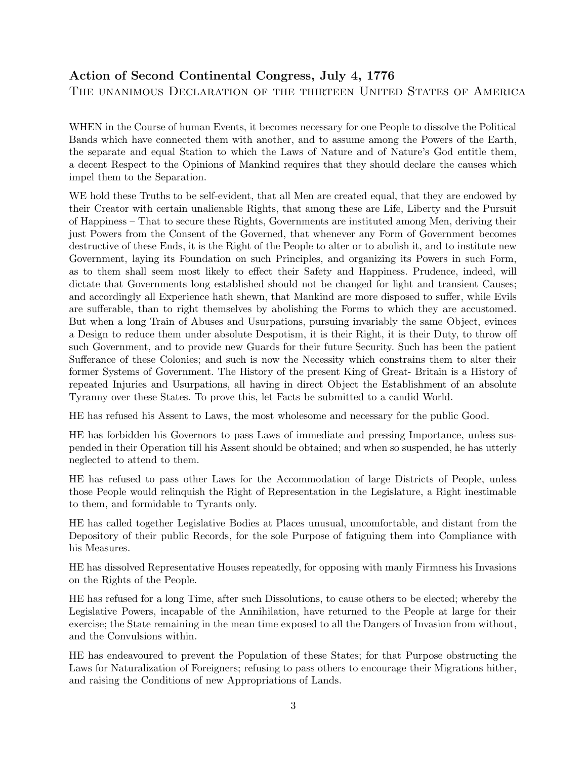## Action of Second Continental Congress, July 4, 1776

The unanimous Declaration of the thirteen United States of America

WHEN in the Course of human Events, it becomes necessary for one People to dissolve the Political Bands which have connected them with another, and to assume among the Powers of the Earth, the separate and equal Station to which the Laws of Nature and of Nature's God entitle them, a decent Respect to the Opinions of Mankind requires that they should declare the causes which impel them to the Separation.

WE hold these Truths to be self-evident, that all Men are created equal, that they are endowed by their Creator with certain unalienable Rights, that among these are Life, Liberty and the Pursuit of Happiness – That to secure these Rights, Governments are instituted among Men, deriving their just Powers from the Consent of the Governed, that whenever any Form of Government becomes destructive of these Ends, it is the Right of the People to alter or to abolish it, and to institute new Government, laying its Foundation on such Principles, and organizing its Powers in such Form, as to them shall seem most likely to effect their Safety and Happiness. Prudence, indeed, will dictate that Governments long established should not be changed for light and transient Causes; and accordingly all Experience hath shewn, that Mankind are more disposed to suffer, while Evils are sufferable, than to right themselves by abolishing the Forms to which they are accustomed. But when a long Train of Abuses and Usurpations, pursuing invariably the same Object, evinces a Design to reduce them under absolute Despotism, it is their Right, it is their Duty, to throw off such Government, and to provide new Guards for their future Security. Such has been the patient Sufferance of these Colonies; and such is now the Necessity which constrains them to alter their former Systems of Government. The History of the present King of Great- Britain is a History of repeated Injuries and Usurpations, all having in direct Object the Establishment of an absolute Tyranny over these States. To prove this, let Facts be submitted to a candid World.

HE has refused his Assent to Laws, the most wholesome and necessary for the public Good.

HE has forbidden his Governors to pass Laws of immediate and pressing Importance, unless suspended in their Operation till his Assent should be obtained; and when so suspended, he has utterly neglected to attend to them.

HE has refused to pass other Laws for the Accommodation of large Districts of People, unless those People would relinquish the Right of Representation in the Legislature, a Right inestimable to them, and formidable to Tyrants only.

HE has called together Legislative Bodies at Places unusual, uncomfortable, and distant from the Depository of their public Records, for the sole Purpose of fatiguing them into Compliance with his Measures.

HE has dissolved Representative Houses repeatedly, for opposing with manly Firmness his Invasions on the Rights of the People.

HE has refused for a long Time, after such Dissolutions, to cause others to be elected; whereby the Legislative Powers, incapable of the Annihilation, have returned to the People at large for their exercise; the State remaining in the mean time exposed to all the Dangers of Invasion from without, and the Convulsions within.

HE has endeavoured to prevent the Population of these States; for that Purpose obstructing the Laws for Naturalization of Foreigners; refusing to pass others to encourage their Migrations hither, and raising the Conditions of new Appropriations of Lands.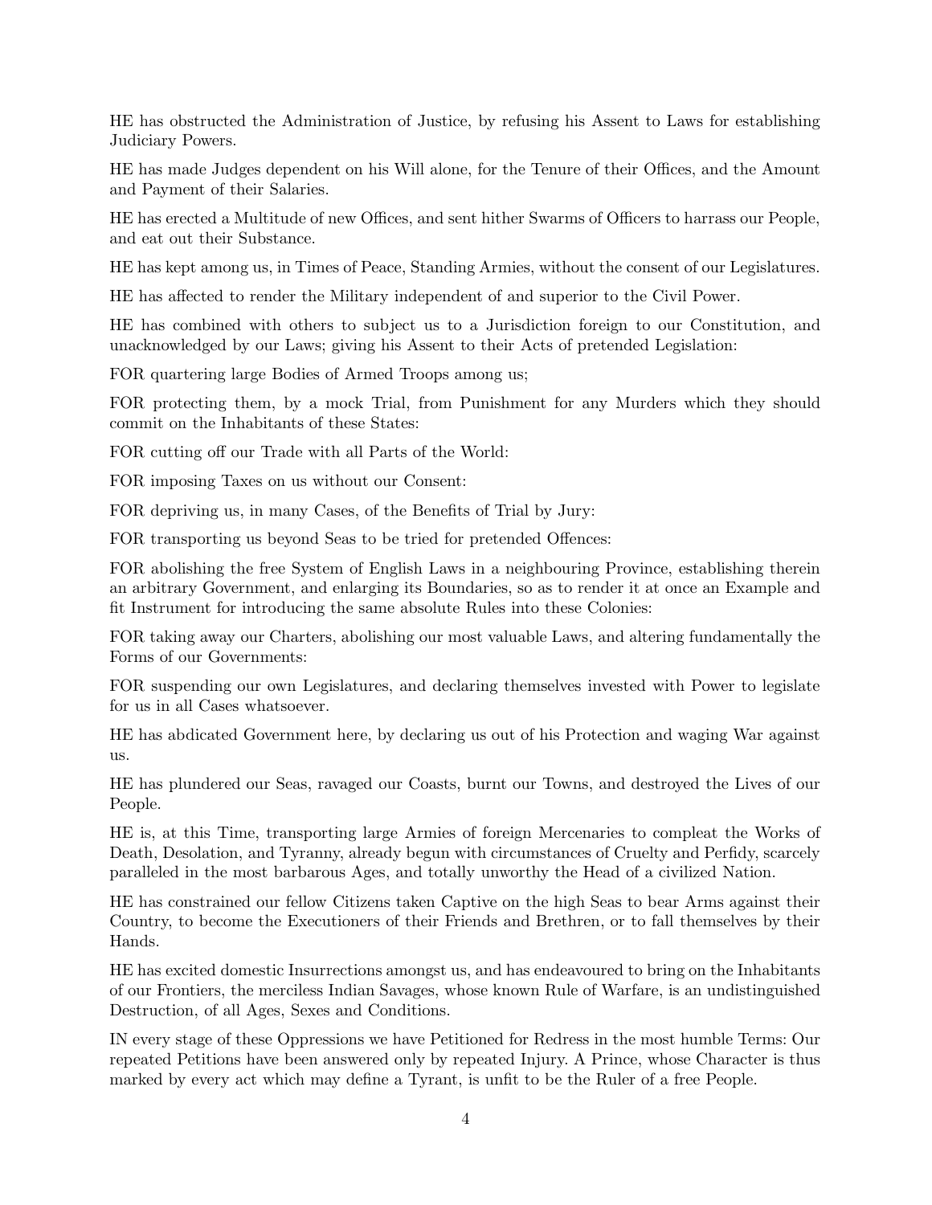HE has obstructed the Administration of Justice, by refusing his Assent to Laws for establishing Judiciary Powers.

HE has made Judges dependent on his Will alone, for the Tenure of their Offices, and the Amount and Payment of their Salaries.

HE has erected a Multitude of new Offices, and sent hither Swarms of Officers to harrass our People, and eat out their Substance.

HE has kept among us, in Times of Peace, Standing Armies, without the consent of our Legislatures.

HE has affected to render the Military independent of and superior to the Civil Power.

HE has combined with others to subject us to a Jurisdiction foreign to our Constitution, and unacknowledged by our Laws; giving his Assent to their Acts of pretended Legislation:

FOR quartering large Bodies of Armed Troops among us;

FOR protecting them, by a mock Trial, from Punishment for any Murders which they should commit on the Inhabitants of these States:

FOR cutting off our Trade with all Parts of the World:

FOR imposing Taxes on us without our Consent:

FOR depriving us, in many Cases, of the Benefits of Trial by Jury:

FOR transporting us beyond Seas to be tried for pretended Offences:

FOR abolishing the free System of English Laws in a neighbouring Province, establishing therein an arbitrary Government, and enlarging its Boundaries, so as to render it at once an Example and fit Instrument for introducing the same absolute Rules into these Colonies:

FOR taking away our Charters, abolishing our most valuable Laws, and altering fundamentally the Forms of our Governments:

FOR suspending our own Legislatures, and declaring themselves invested with Power to legislate for us in all Cases whatsoever.

HE has abdicated Government here, by declaring us out of his Protection and waging War against us.

HE has plundered our Seas, ravaged our Coasts, burnt our Towns, and destroyed the Lives of our People.

HE is, at this Time, transporting large Armies of foreign Mercenaries to compleat the Works of Death, Desolation, and Tyranny, already begun with circumstances of Cruelty and Perfidy, scarcely paralleled in the most barbarous Ages, and totally unworthy the Head of a civilized Nation.

HE has constrained our fellow Citizens taken Captive on the high Seas to bear Arms against their Country, to become the Executioners of their Friends and Brethren, or to fall themselves by their Hands.

HE has excited domestic Insurrections amongst us, and has endeavoured to bring on the Inhabitants of our Frontiers, the merciless Indian Savages, whose known Rule of Warfare, is an undistinguished Destruction, of all Ages, Sexes and Conditions.

IN every stage of these Oppressions we have Petitioned for Redress in the most humble Terms: Our repeated Petitions have been answered only by repeated Injury. A Prince, whose Character is thus marked by every act which may define a Tyrant, is unfit to be the Ruler of a free People.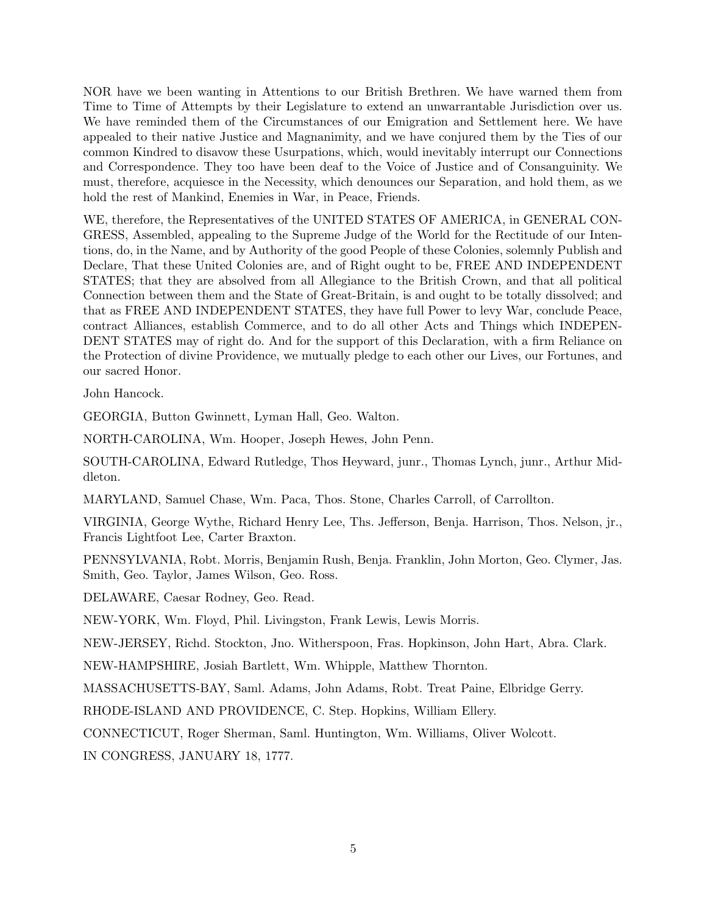NOR have we been wanting in Attentions to our British Brethren. We have warned them from Time to Time of Attempts by their Legislature to extend an unwarrantable Jurisdiction over us. We have reminded them of the Circumstances of our Emigration and Settlement here. We have appealed to their native Justice and Magnanimity, and we have conjured them by the Ties of our common Kindred to disavow these Usurpations, which, would inevitably interrupt our Connections and Correspondence. They too have been deaf to the Voice of Justice and of Consanguinity. We must, therefore, acquiesce in the Necessity, which denounces our Separation, and hold them, as we hold the rest of Mankind, Enemies in War, in Peace, Friends.

WE, therefore, the Representatives of the UNITED STATES OF AMERICA, in GENERAL CONGRESS, Assembled, appealing to the Supreme Judge of the World for the Rectitude of our Intentions, do, in the Name, and by Authority of the good People of these Colonies, solemnly Publish and Declare, That these United Colonies are, and of Right ought to be, FREE AND INDEPENDENT STATES; that they are absolved from all Allegiance to the British Crown, and that all political Connection between them and the State of Great-Britain, is and ought to be totally dissolved; and that as FREE AND INDEPENDENT STATES, they have full Power to levy War, conclude Peace, contract Alliances, establish Commerce, and to do all other Acts and Things which INDEPENDENT STATES may of right do. And for the support of this Declaration, with a firm Reliance on the Protection of divine Providence, we mutually pledge to each other our Lives, our Fortunes, and our sacred Honor.

John Hancock.

GEORGIA, Button Gwinnett, Lyman Hall, Geo. Walton.

NORTH-CAROLINA, Wm. Hooper, Joseph Hewes, John Penn.

SOUTH-CAROLINA, Edward Rutledge, Thos Heyward, junr., Thomas Lynch, junr., Arthur Middleton.

MARYLAND, Samuel Chase, Wm. Paca, Thos. Stone, Charles Carroll, of Carrollton.

VIRGINIA, George Wythe, Richard Henry Lee, Ths. Jefferson, Benja. Harrison, Thos. Nelson, jr., Francis Lightfoot Lee, Carter Braxton.

PENNSYLVANIA, Robt. Morris, Benjamin Rush, Benja. Franklin, John Morton, Geo. Clymer, Jas. Smith, Geo. Taylor, James Wilson, Geo. Ross.

DELAWARE, Caesar Rodney, Geo. Read.

NEW-YORK, Wm. Floyd, Phil. Livingston, Frank Lewis, Lewis Morris.

NEW-JERSEY, Richd. Stockton, Jno. Witherspoon, Fras. Hopkinson, John Hart, Abra. Clark.

NEW-HAMPSHIRE, Josiah Bartlett, Wm. Whipple, Matthew Thornton.

MASSACHUSETTS-BAY, Saml. Adams, John Adams, Robt. Treat Paine, Elbridge Gerry.

RHODE-ISLAND AND PROVIDENCE, C. Step. Hopkins, William Ellery.

CONNECTICUT, Roger Sherman, Saml. Huntington, Wm. Williams, Oliver Wolcott.

IN CONGRESS, JANUARY 18, 1777.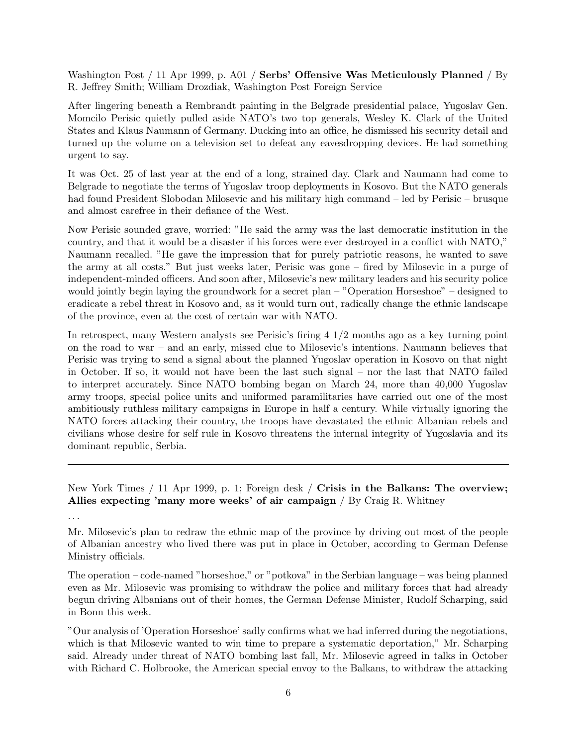Washington Post / 11 Apr 1999, p. A01 / **Serbs' Offensive Was Meticulously Planned** / By R. Jeffrey Smith; William Drozdiak, Washington Post Foreign Service

After lingering beneath a Rembrandt painting in the Belgrade presidential palace, Yugoslav Gen. Momcilo Perisic quietly pulled aside NATO's two top generals, Wesley K. Clark of the United States and Klaus Naumann of Germany. Ducking into an office, he dismissed his security detail and turned up the volume on a television set to defeat any eavesdropping devices. He had something urgent to say.

It was Oct. 25 of last year at the end of a long, strained day. Clark and Naumann had come to Belgrade to negotiate the terms of Yugoslav troop deployments in Kosovo. But the NATO generals had found President Slobodan Milosevic and his military high command – led by Perisic – brusque and almost carefree in their defiance of the West.

Now Perisic sounded grave, worried: "He said the army was the last democratic institution in the country, and that it would be a disaster if his forces were ever destroyed in a conflict with NATO," Naumann recalled. "He gave the impression that for purely patriotic reasons, he wanted to save the army at all costs." But just weeks later, Perisic was gone – fired by Milosevic in a purge of independent-minded officers. And soon after, Milosevic's new military leaders and his security police would jointly begin laying the groundwork for a secret plan – "Operation Horseshoe" – designed to eradicate a rebel threat in Kosovo and, as it would turn out, radically change the ethnic landscape of the province, even at the cost of certain war with NATO.

In retrospect, many Western analysts see Perisic's firing 4 1/2 months ago as a key turning point on the road to war – and an early, missed clue to Milosevic's intentions. Naumann believes that Perisic was trying to send a signal about the planned Yugoslav operation in Kosovo on that night in October. If so, it would not have been the last such signal – nor the last that NATO failed to interpret accurately. Since NATO bombing began on March 24, more than 40,000 Yugoslav army troops, special police units and uniformed paramilitaries have carried out one of the most ambitiously ruthless military campaigns in Europe in half a century. While virtually ignoring the NATO forces attacking their country, the troops have devastated the ethnic Albanian rebels and civilians whose desire for self rule in Kosovo threatens the internal integrity of Yugoslavia and its dominant republic, Serbia.

---

New York Times / 11 Apr 1999, p. 1; Foreign desk / **Crisis in the Balkans: The overview; Allies expecting 'many more weeks' of air campaign** / By Craig R. Whitney

...

Mr. Milosevic's plan to redraw the ethnic map of the province by driving out most of the people of Albanian ancestry who lived there was put in place in October, according to German Defense Ministry officials.

The operation – code-named "horseshoe," or "potkova" in the Serbian language – was being planned even as Mr. Milosevic was promising to withdraw the police and military forces that had already begun driving Albanians out of their homes, the German Defense Minister, Rudolf Scharping, said in Bonn this week.

"Our analysis of 'Operation Horseshoe' sadly confirms what we had inferred during the negotiations, which is that Milosevic wanted to win time to prepare a systematic deportation," Mr. Scharping said. Already under threat of NATO bombing last fall, Mr. Milosevic agreed in talks in October with Richard C. Holbrooke, the American special envoy to the Balkans, to withdraw the attacking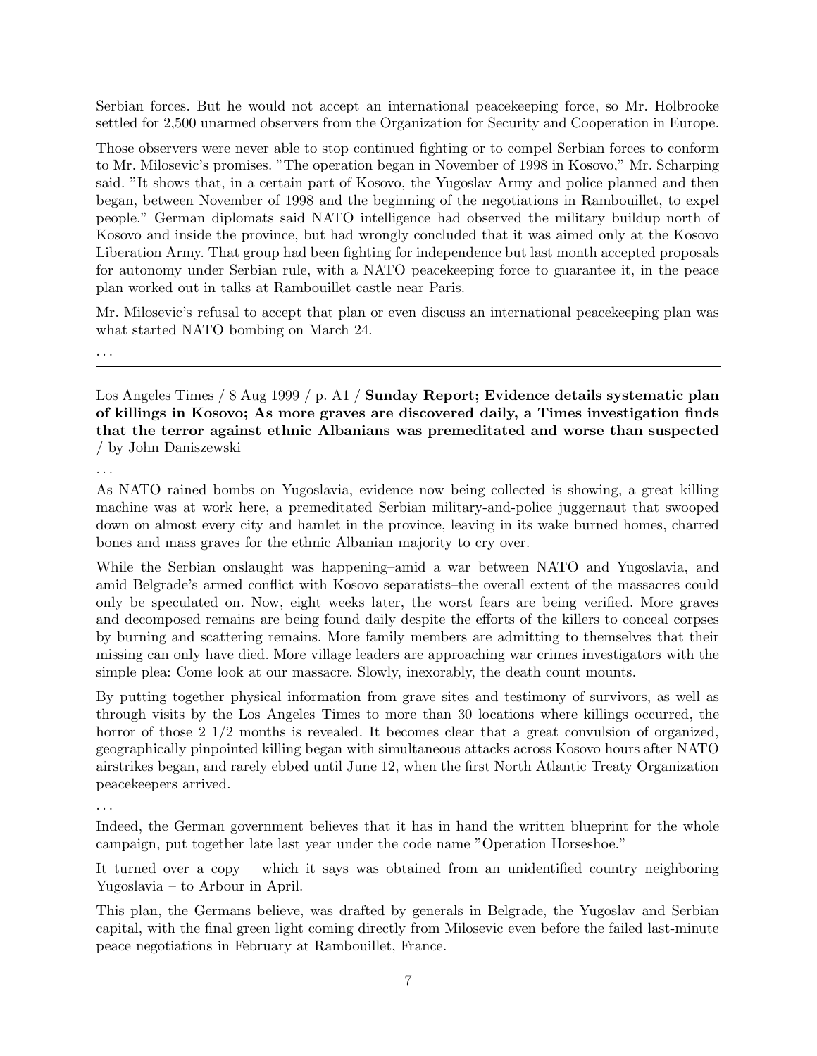Serbian forces. But he would not accept an international peacekeeping force, so Mr. Holbrooke settled for 2,500 unarmed observers from the Organization for Security and Cooperation in Europe.

Those observers were never able to stop continued fighting or to compel Serbian forces to conform to Mr. Milosevic's promises. "The operation began in November of 1998 in Kosovo," Mr. Scharping said. "It shows that, in a certain part of Kosovo, the Yugoslav Army and police planned and then began, between November of 1998 and the beginning of the negotiations in Rambouillet, to expel people." German diplomats said NATO intelligence had observed the military buildup north of Kosovo and inside the province, but had wrongly concluded that it was aimed only at the Kosovo Liberation Army. That group had been fighting for independence but last month accepted proposals for autonomy under Serbian rule, with a NATO peacekeeping force to guarantee it, in the peace plan worked out in talks at Rambouillet castle near Paris.

Mr. Milosevic's refusal to accept that plan or even discuss an international peacekeeping plan was what started NATO bombing on March 24.

. . .

---

Los Angeles Times / 8 Aug 1999 / p. A1 / **Sunday Report; Evidence details systematic plan of killings in Kosovo; As more graves are discovered daily, a Times investigation finds that the terror against ethnic Albanians was premeditated and worse than suspected** / by John Daniszewski

. . .

As NATO rained bombs on Yugoslavia, evidence now being collected is showing, a great killing machine was at work here, a premeditated Serbian military-and-police juggernaut that swooped down on almost every city and hamlet in the province, leaving in its wake burned homes, charred bones and mass graves for the ethnic Albanian majority to cry over.

While the Serbian onslaught was happening–amid a war between NATO and Yugoslavia, and amid Belgrade's armed conflict with Kosovo separatists–the overall extent of the massacres could only be speculated on. Now, eight weeks later, the worst fears are being verified. More graves and decomposed remains are being found daily despite the efforts of the killers to conceal corpses by burning and scattering remains. More family members are admitting to themselves that their missing can only have died. More village leaders are approaching war crimes investigators with the simple plea: Come look at our massacre. Slowly, inexorably, the death count mounts.

By putting together physical information from grave sites and testimony of survivors, as well as through visits by the Los Angeles Times to more than 30 locations where killings occurred, the horror of those 2 1/2 months is revealed. It becomes clear that a great convulsion of organized, geographically pinpointed killing began with simultaneous attacks across Kosovo hours after NATO airstrikes began, and rarely ebbed until June 12, when the first North Atlantic Treaty Organization peacekeepers arrived.

. . .

Indeed, the German government believes that it has in hand the written blueprint for the whole campaign, put together late last year under the code name "Operation Horseshoe."

It turned over a copy – which it says was obtained from an unidentified country neighboring Yugoslavia – to Arbour in April.

This plan, the Germans believe, was drafted by generals in Belgrade, the Yugoslav and Serbian capital, with the final green light coming directly from Milosevic even before the failed last-minute peace negotiations in February at Rambouillet, France.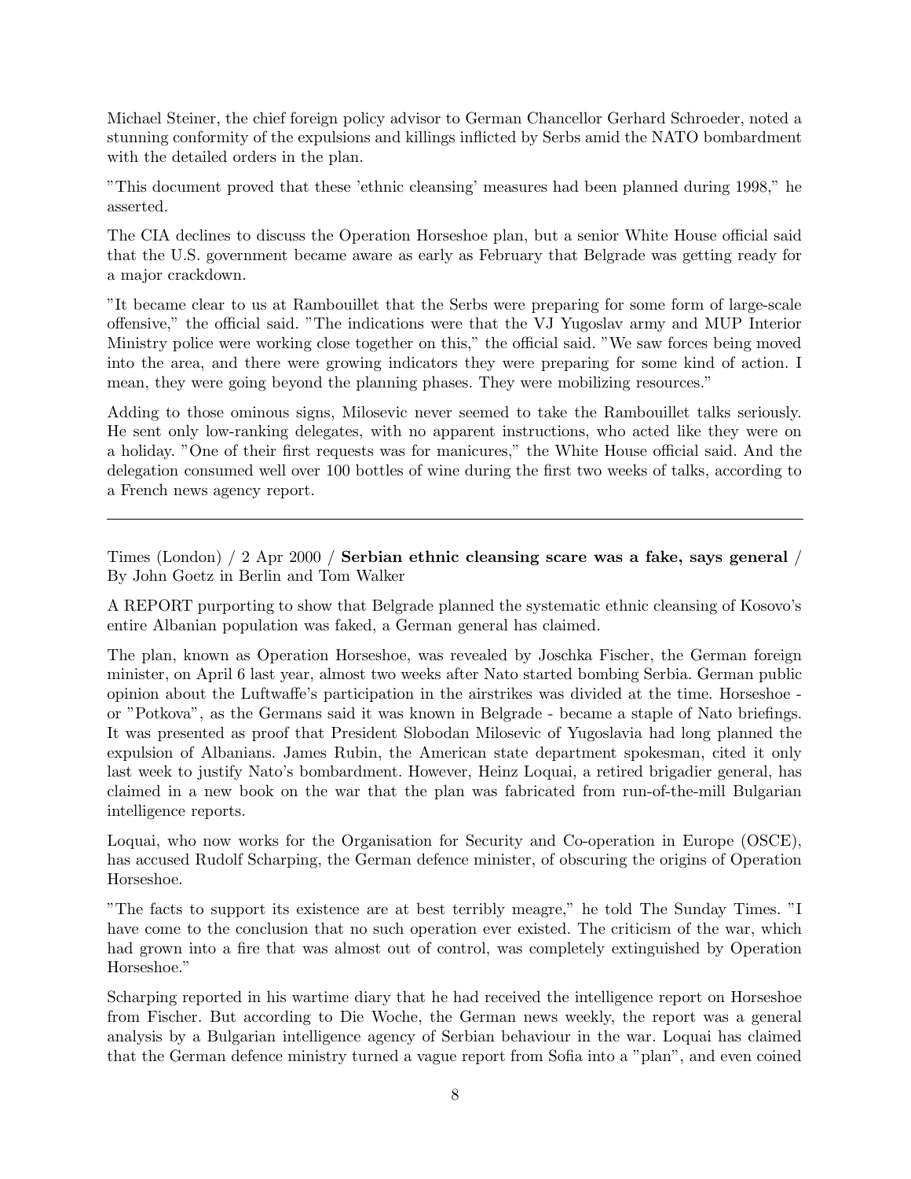Michael Steiner, the chief foreign policy advisor to German Chancellor Gerhard Schroeder, noted a stunning conformity of the expulsions and killings inflicted by Serbs amid the NATO bombardment with the detailed orders in the plan.

"This document proved that these 'ethnic cleansing' measures had been planned during 1998," he asserted.

The CIA declines to discuss the Operation Horseshoe plan, but a senior White House official said that the U.S. government became aware as early as February that Belgrade was getting ready for a major crackdown.

"It became clear to us at Rambouillet that the Serbs were preparing for some form of large-scale offensive," the official said. "The indications were that the VJ Yugoslav army and MUP Interior Ministry police were working close together on this," the official said. "We saw forces being moved into the area, and there were growing indicators they were preparing for some kind of action. I mean, they were going beyond the planning phases. They were mobilizing resources."

Adding to those ominous signs, Milosevic never seemed to take the Rambouillet talks seriously. He sent only low-ranking delegates, with no apparent instructions, who acted like they were on a holiday. "One of their first requests was for manicures," the White House official said. And the delegation consumed well over 100 bottles of wine during the first two weeks of talks, according to a French news agency report.

---

Times (London) / 2 Apr 2000 / **Serbian ethnic cleansing scare was a fake, says general** / By John Goetz in Berlin and Tom Walker

A REPORT purporting to show that Belgrade planned the systematic ethnic cleansing of Kosovo's entire Albanian population was faked, a German general has claimed.

The plan, known as Operation Horseshoe, was revealed by Joschka Fischer, the German foreign minister, on April 6 last year, almost two weeks after Nato started bombing Serbia. German public opinion about the Luftwaffe's participation in the airstrikes was divided at the time. Horseshoe - or "Potkova", as the Germans said it was known in Belgrade - became a staple of Nato briefings. It was presented as proof that President Slobodan Milosevic of Yugoslavia had long planned the expulsion of Albanians. James Rubin, the American state department spokesman, cited it only last week to justify Nato's bombardment. However, Heinz Loquai, a retired brigadier general, has claimed in a new book on the war that the plan was fabricated from run-of-the-mill Bulgarian intelligence reports.

Loquai, who now works for the Organisation for Security and Co-operation in Europe (OSCE), has accused Rudolf Scharping, the German defence minister, of obscuring the origins of Operation Horseshoe.

"The facts to support its existence are at best terribly meagre," he told The Sunday Times. "I have come to the conclusion that no such operation ever existed. The criticism of the war, which had grown into a fire that was almost out of control, was completely extinguished by Operation Horseshoe."

Scharping reported in his wartime diary that he had received the intelligence report on Horseshoe from Fischer. But according to Die Woche, the German news weekly, the report was a general analysis by a Bulgarian intelligence agency of Serbian behaviour in the war. Loquai has claimed that the German defence ministry turned a vague report from Sofia into a "plan", and even coined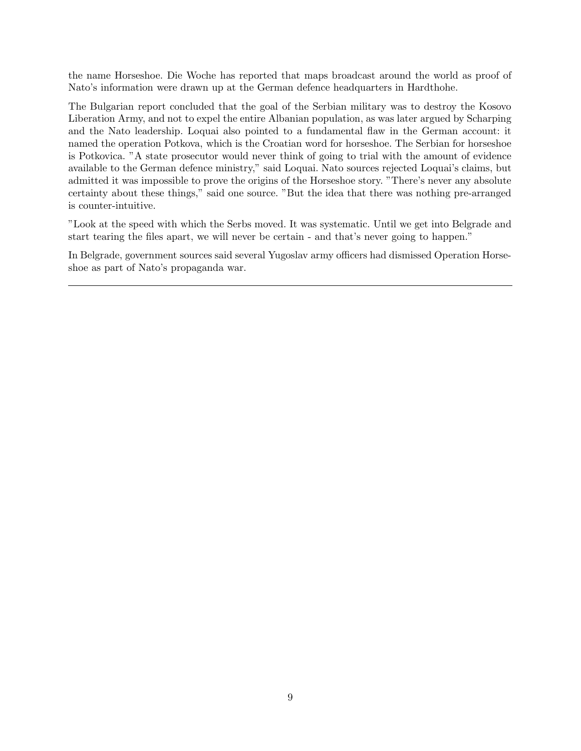the name Horseshoe. Die Woche has reported that maps broadcast around the world as proof of Nato's information were drawn up at the German defence headquarters in Hardthohe.

The Bulgarian report concluded that the goal of the Serbian military was to destroy the Kosovo Liberation Army, and not to expel the entire Albanian population, as was later argued by Scharping and the Nato leadership. Loquai also pointed to a fundamental flaw in the German account: it named the operation Potkova, which is the Croatian word for horseshoe. The Serbian for horseshoe is Potkovica. "A state prosecutor would never think of going to trial with the amount of evidence available to the German defence ministry," said Loquai. Nato sources rejected Loquai's claims, but admitted it was impossible to prove the origins of the Horseshoe story. "There's never any absolute certainty about these things," said one source. "But the idea that there was nothing pre-arranged is counter-intuitive.

"Look at the speed with which the Serbs moved. It was systematic. Until we get into Belgrade and start tearing the files apart, we will never be certain - and that's never going to happen."

In Belgrade, government sources said several Yugoslav army officers had dismissed Operation Horseshoe as part of Nato's propaganda war.

---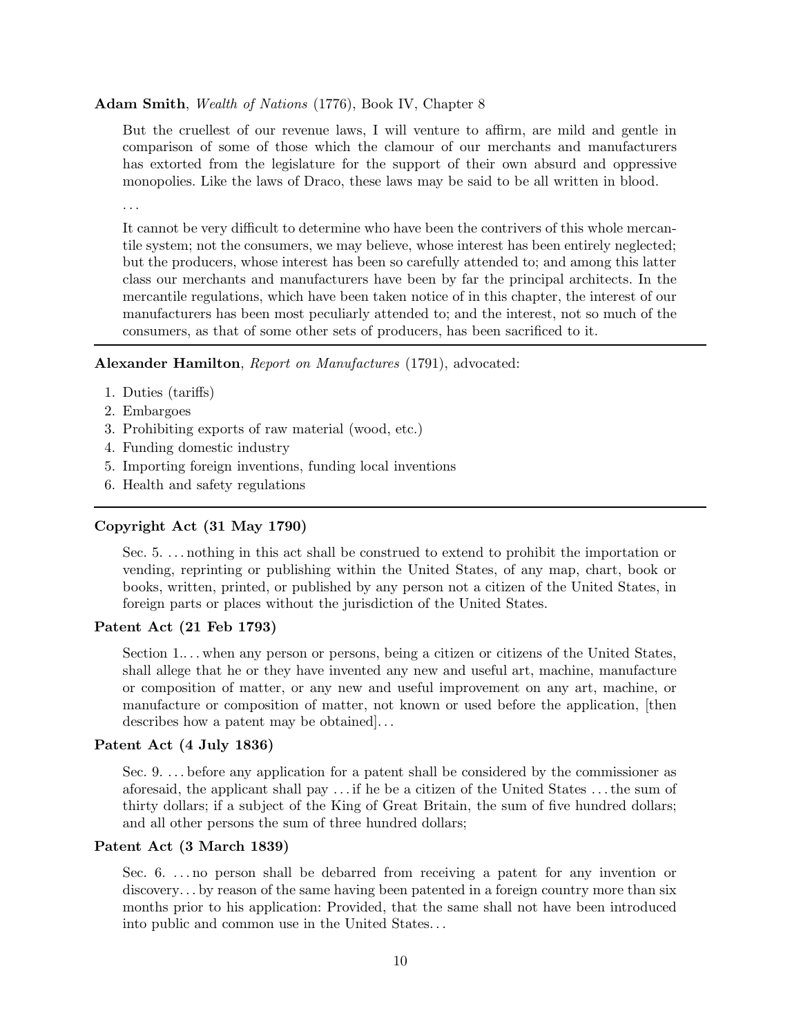**Adam Smith**, *Wealth of Nations* (1776), Book IV, Chapter 8

> But the cruellest of our revenue laws, I will venture to affirm, are mild and gentle in comparison of some of those which the clamour of our merchants and manufacturers has extorted from the legislature for the support of their own absurd and oppressive monopolies. Like the laws of Draco, these laws may be said to be all written in blood.
>
> ...
>
> It cannot be very difficult to determine who have been the contrivers of this whole mercantile system; not the consumers, we may believe, whose interest has been entirely neglected; but the producers, whose interest has been so carefully attended to; and among this latter class our merchants and manufacturers have been by far the principal architects. In the mercantile regulations, which have been taken notice of in this chapter, the interest of our manufacturers has been most peculiarly attended to; and the interest, not so much of the consumers, as that of some other sets of producers, has been sacrificed to it.

---

**Alexander Hamilton**, *Report on Manufactures* (1791), advocated:

1. Duties (tariffs)
2. Embargoes
3. Prohibiting exports of raw material (wood, etc.)
4. Funding domestic industry
5. Importing foreign inventions, funding local inventions
6. Health and safety regulations

---

**Copyright Act (31 May 1790)**

> Sec. 5. ... nothing in this act shall be construed to extend to prohibit the importation or vending, reprinting or publishing within the United States, of any map, chart, book or books, written, printed, or published by any person not a citizen of the United States, in foreign parts or places without the jurisdiction of the United States.

**Patent Act (21 Feb 1793)**

> Section 1.... when any person or persons, being a citizen or citizens of the United States, shall allege that he or they have invented any new and useful art, machine, manufacture or composition of matter, or any new and useful improvement on any art, machine, or manufacture or composition of matter, not known or used before the application, [then describes how a patent may be obtained]...

**Patent Act (4 July 1836)**

> Sec. 9. ... before any application for a patent shall be considered by the commissioner as aforesaid, the applicant shall pay ... if he be a citizen of the United States ... the sum of thirty dollars; if a subject of the King of Great Britain, the sum of five hundred dollars; and all other persons the sum of three hundred dollars;

**Patent Act (3 March 1839)**

> Sec. 6. ... no person shall be debarred from receiving a patent for any invention or discovery... by reason of the same having been patented in a foreign country more than six months prior to his application: Provided, that the same shall not have been introduced into public and common use in the United States...